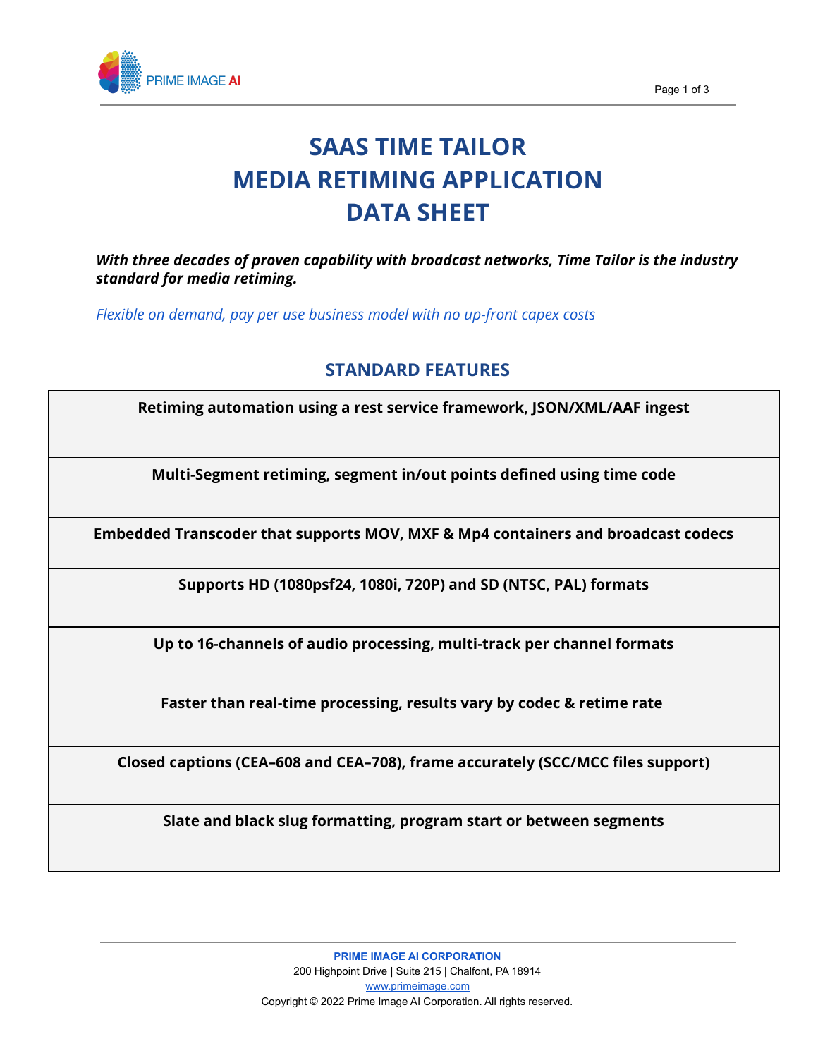# SAAS TIME TAILOR
# MEDIA RETIMING APPLICATION
# DATA SHEET

***With three decades of proven capability with broadcast networks, Time Tailor is the industry standard for media retiming.***

*Flexible on demand, pay per use business model with no up-front capex costs*

## STANDARD FEATURES

| **Retiming automation using a rest service framework, JSON/XML/AAF ingest** |
|---|
| **Multi-Segment retiming, segment in/out points defined using time code** |
| **Embedded Transcoder that supports MOV, MXF & Mp4 containers and broadcast codecs** |
| **Supports HD (1080psf24, 1080i, 720P) and SD (NTSC, PAL) formats** |
| **Up to 16-channels of audio processing, multi-track per channel formats** |
| **Faster than real-time processing, results vary by codec & retime rate** |
| **Closed captions (CEA–608 and CEA–708), frame accurately (SCC/MCC files support)** |
| **Slate and black slug formatting, program start or between segments** |

**PRIME IMAGE AI CORPORATION**
200 Highpoint Drive | Suite 215 | Chalfont, PA 18914
www.primeimage.com
Copyright © 2022 Prime Image AI Corporation. All rights reserved.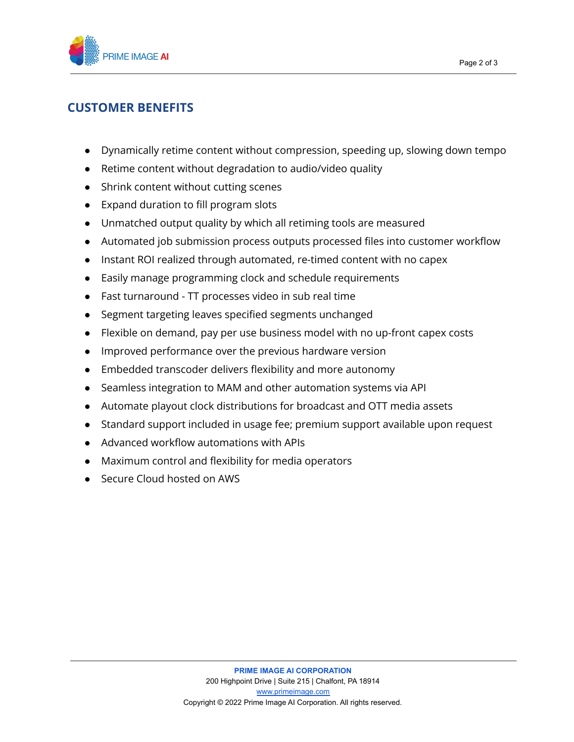## CUSTOMER BENEFITS

- Dynamically retime content without compression, speeding up, slowing down tempo
- Retime content without degradation to audio/video quality
- Shrink content without cutting scenes
- Expand duration to fill program slots
- Unmatched output quality by which all retiming tools are measured
- Automated job submission process outputs processed files into customer workflow
- Instant ROI realized through automated, re-timed content with no capex
- Easily manage programming clock and schedule requirements
- Fast turnaround - TT processes video in sub real time
- Segment targeting leaves specified segments unchanged
- Flexible on demand, pay per use business model with no up-front capex costs
- Improved performance over the previous hardware version
- Embedded transcoder delivers flexibility and more autonomy
- Seamless integration to MAM and other automation systems via API
- Automate playout clock distributions for broadcast and OTT media assets
- Standard support included in usage fee; premium support available upon request
- Advanced workflow automations with APIs
- Maximum control and flexibility for media operators
- Secure Cloud hosted on AWS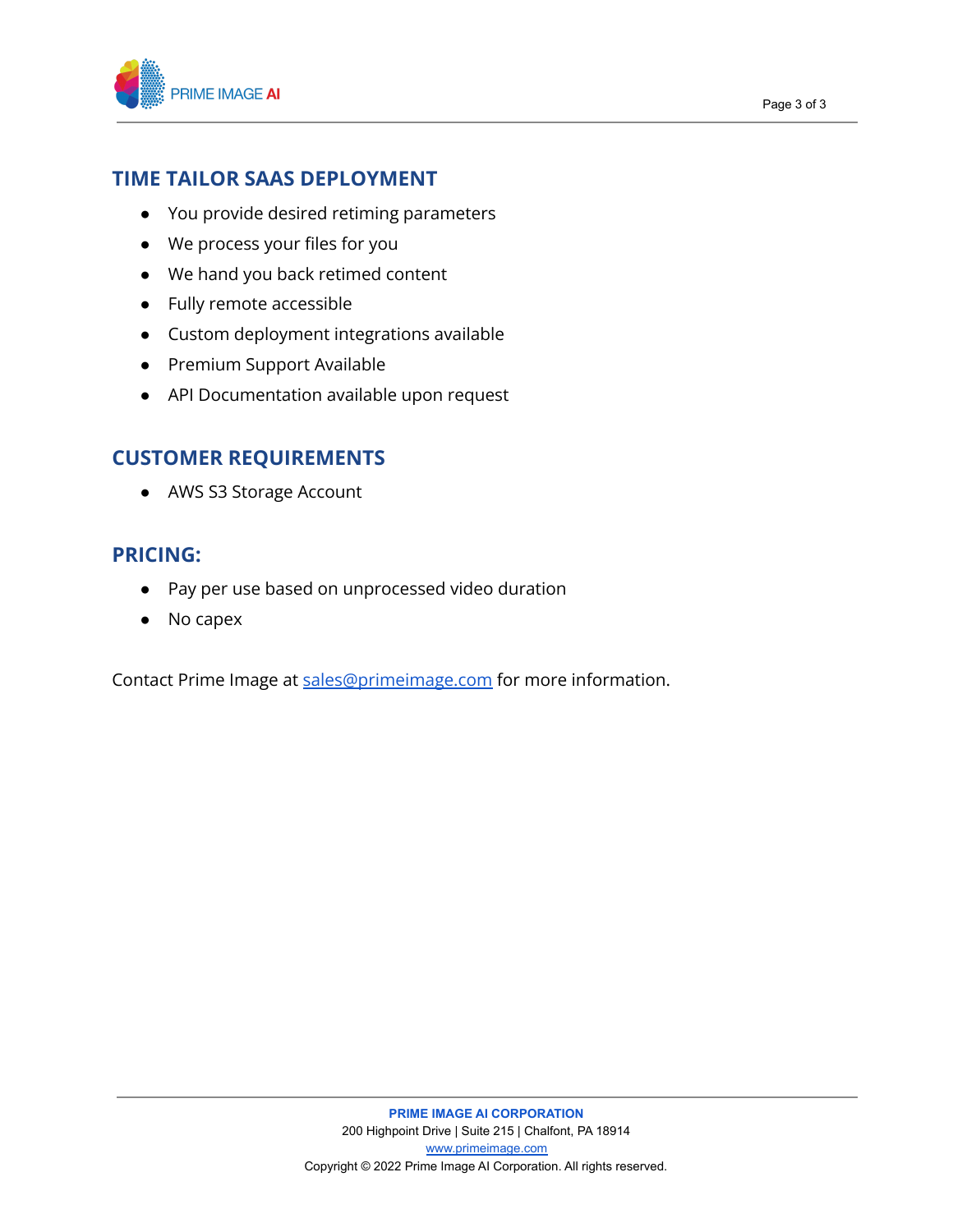## TIME TAILOR SAAS DEPLOYMENT

- You provide desired retiming parameters
- We process your files for you
- We hand you back retimed content
- Fully remote accessible
- Custom deployment integrations available
- Premium Support Available
- API Documentation available upon request

## CUSTOMER REQUIREMENTS

- AWS S3 Storage Account

## PRICING:

- Pay per use based on unprocessed video duration
- No capex

Contact Prime Image at sales@primeimage.com for more information.

**PRIME IMAGE AI CORPORATION**
200 Highpoint Drive | Suite 215 | Chalfont, PA 18914
www.primeimage.com
Copyright © 2022 Prime Image AI Corporation. All rights reserved.